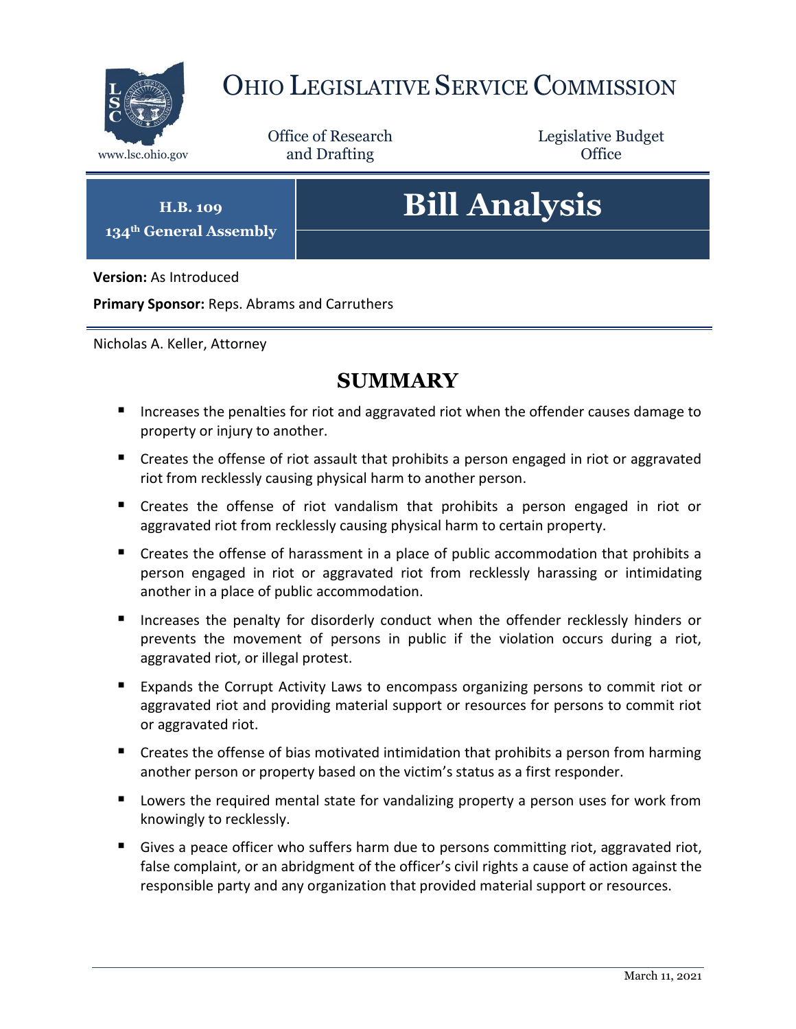# OHIO LEGISLATIVE SERVICE COMMISSION

www.lsc.ohio.gov

Office of Research and Drafting

Legislative Budget Office

**H.B. 109**
**134th General Assembly**

# Bill Analysis

**Version:** As Introduced

**Primary Sponsor:** Reps. Abrams and Carruthers

Nicholas A. Keller, Attorney

## SUMMARY

- Increases the penalties for riot and aggravated riot when the offender causes damage to property or injury to another.
- Creates the offense of riot assault that prohibits a person engaged in riot or aggravated riot from recklessly causing physical harm to another person.
- Creates the offense of riot vandalism that prohibits a person engaged in riot or aggravated riot from recklessly causing physical harm to certain property.
- Creates the offense of harassment in a place of public accommodation that prohibits a person engaged in riot or aggravated riot from recklessly harassing or intimidating another in a place of public accommodation.
- Increases the penalty for disorderly conduct when the offender recklessly hinders or prevents the movement of persons in public if the violation occurs during a riot, aggravated riot, or illegal protest.
- Expands the Corrupt Activity Laws to encompass organizing persons to commit riot or aggravated riot and providing material support or resources for persons to commit riot or aggravated riot.
- Creates the offense of bias motivated intimidation that prohibits a person from harming another person or property based on the victim's status as a first responder.
- Lowers the required mental state for vandalizing property a person uses for work from knowingly to recklessly.
- Gives a peace officer who suffers harm due to persons committing riot, aggravated riot, false complaint, or an abridgment of the officer's civil rights a cause of action against the responsible party and any organization that provided material support or resources.

March 11, 2021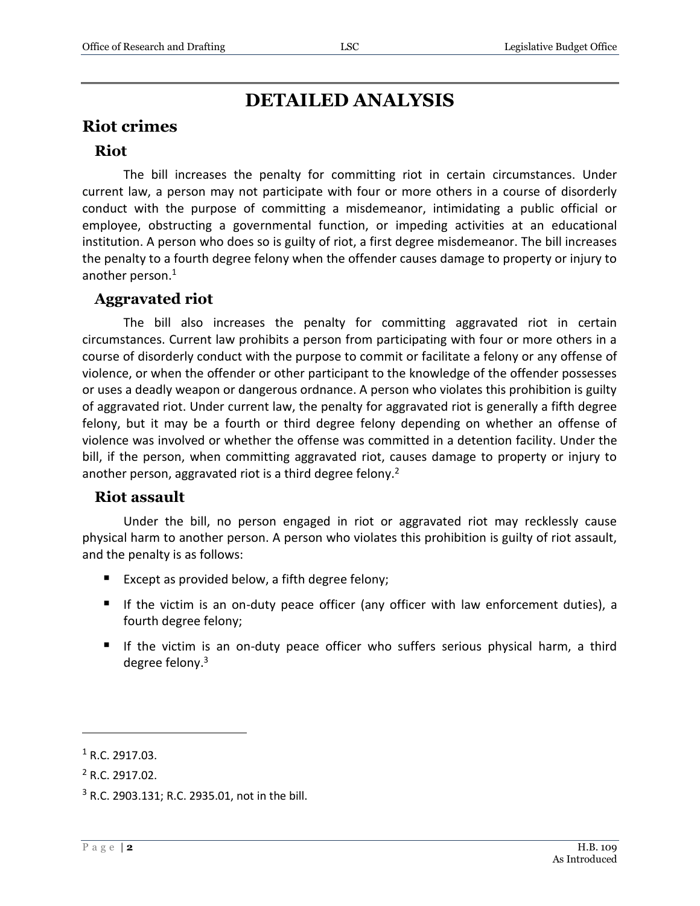# DETAILED ANALYSIS

## Riot crimes

### Riot

The bill increases the penalty for committing riot in certain circumstances. Under current law, a person may not participate with four or more others in a course of disorderly conduct with the purpose of committing a misdemeanor, intimidating a public official or employee, obstructing a governmental function, or impeding activities at an educational institution. A person who does so is guilty of riot, a first degree misdemeanor. The bill increases the penalty to a fourth degree felony when the offender causes damage to property or injury to another person.[1]

### Aggravated riot

The bill also increases the penalty for committing aggravated riot in certain circumstances. Current law prohibits a person from participating with four or more others in a course of disorderly conduct with the purpose to commit or facilitate a felony or any offense of violence, or when the offender or other participant to the knowledge of the offender possesses or uses a deadly weapon or dangerous ordnance. A person who violates this prohibition is guilty of aggravated riot. Under current law, the penalty for aggravated riot is generally a fifth degree felony, but it may be a fourth or third degree felony depending on whether an offense of violence was involved or whether the offense was committed in a detention facility. Under the bill, if the person, when committing aggravated riot, causes damage to property or injury to another person, aggravated riot is a third degree felony.[2]

### Riot assault

Under the bill, no person engaged in riot or aggravated riot may recklessly cause physical harm to another person. A person who violates this prohibition is guilty of riot assault, and the penalty is as follows:

- Except as provided below, a fifth degree felony;
- If the victim is an on-duty peace officer (any officer with law enforcement duties), a fourth degree felony;
- If the victim is an on-duty peace officer who suffers serious physical harm, a third degree felony.[3]

---

[1] R.C. 2917.03.

[2] R.C. 2917.02.

[3] R.C. 2903.131; R.C. 2935.01, not in the bill.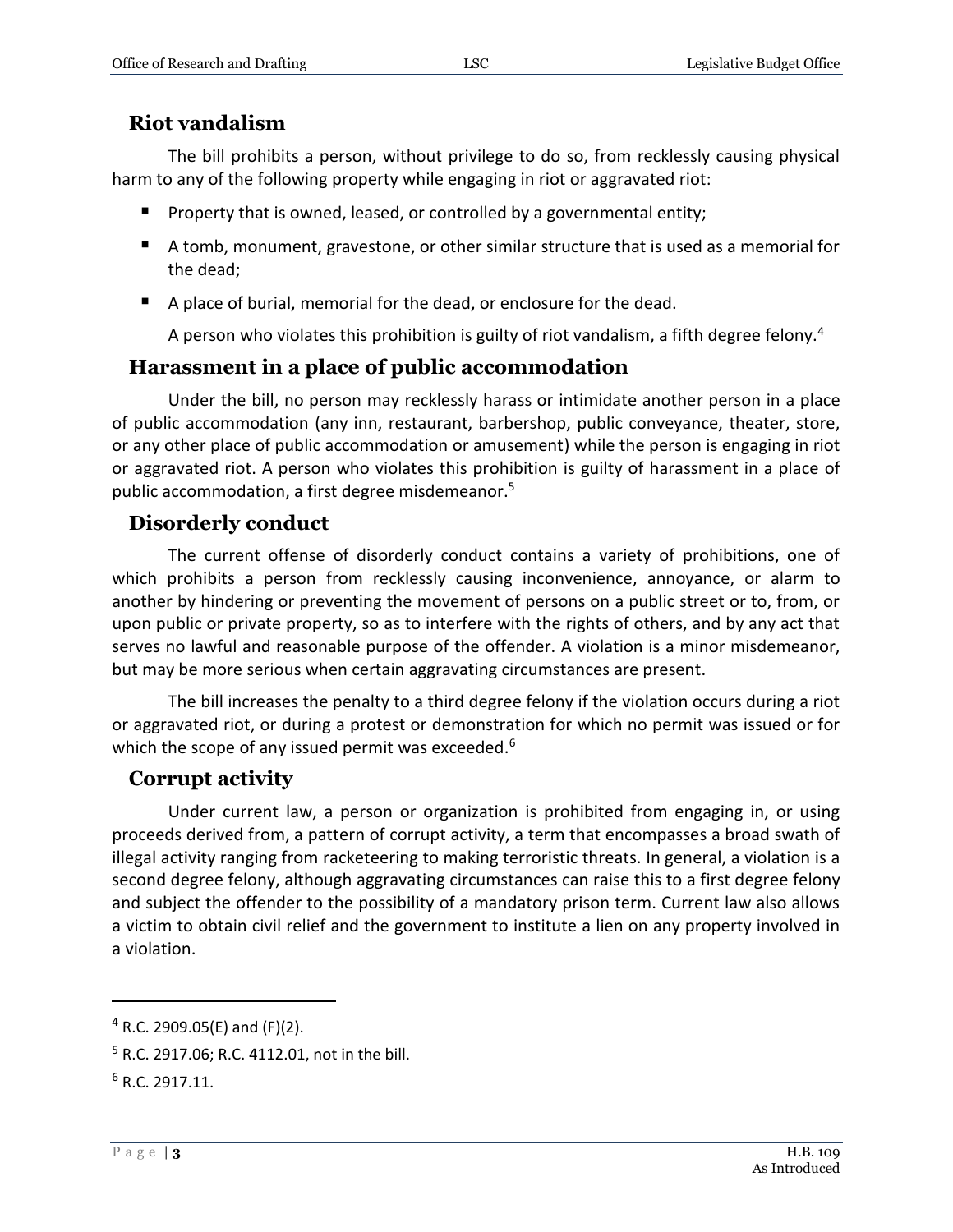## Riot vandalism

The bill prohibits a person, without privilege to do so, from recklessly causing physical harm to any of the following property while engaging in riot or aggravated riot:

- Property that is owned, leased, or controlled by a governmental entity;
- A tomb, monument, gravestone, or other similar structure that is used as a memorial for the dead;
- A place of burial, memorial for the dead, or enclosure for the dead.

A person who violates this prohibition is guilty of riot vandalism, a fifth degree felony.[4]

## Harassment in a place of public accommodation

Under the bill, no person may recklessly harass or intimidate another person in a place of public accommodation (any inn, restaurant, barbershop, public conveyance, theater, store, or any other place of public accommodation or amusement) while the person is engaging in riot or aggravated riot. A person who violates this prohibition is guilty of harassment in a place of public accommodation, a first degree misdemeanor.[5]

## Disorderly conduct

The current offense of disorderly conduct contains a variety of prohibitions, one of which prohibits a person from recklessly causing inconvenience, annoyance, or alarm to another by hindering or preventing the movement of persons on a public street or to, from, or upon public or private property, so as to interfere with the rights of others, and by any act that serves no lawful and reasonable purpose of the offender. A violation is a minor misdemeanor, but may be more serious when certain aggravating circumstances are present.

The bill increases the penalty to a third degree felony if the violation occurs during a riot or aggravated riot, or during a protest or demonstration for which no permit was issued or for which the scope of any issued permit was exceeded.[6]

## Corrupt activity

Under current law, a person or organization is prohibited from engaging in, or using proceeds derived from, a pattern of corrupt activity, a term that encompasses a broad swath of illegal activity ranging from racketeering to making terroristic threats. In general, a violation is a second degree felony, although aggravating circumstances can raise this to a first degree felony and subject the offender to the possibility of a mandatory prison term. Current law also allows a victim to obtain civil relief and the government to institute a lien on any property involved in a violation.

---

[4] R.C. 2909.05(E) and (F)(2).

[5] R.C. 2917.06; R.C. 4112.01, not in the bill.

[6] R.C. 2917.11.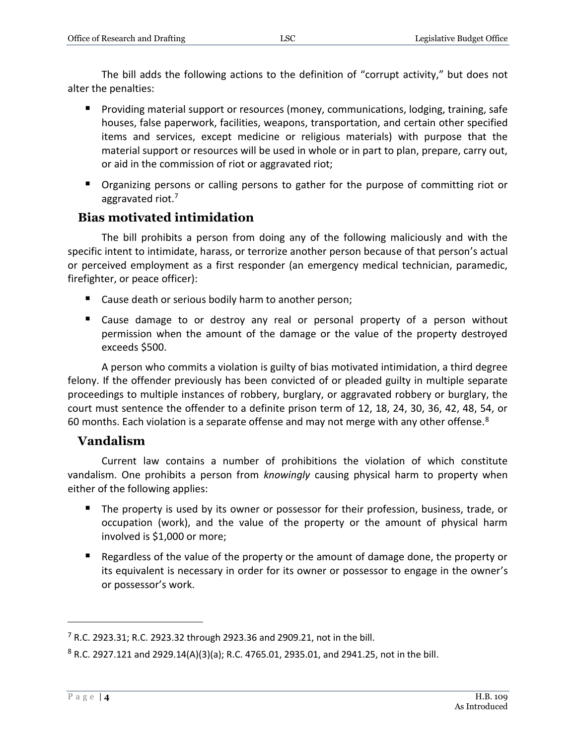The bill adds the following actions to the definition of "corrupt activity," but does not alter the penalties:

- Providing material support or resources (money, communications, lodging, training, safe houses, false paperwork, facilities, weapons, transportation, and certain other specified items and services, except medicine or religious materials) with purpose that the material support or resources will be used in whole or in part to plan, prepare, carry out, or aid in the commission of riot or aggravated riot;
- Organizing persons or calling persons to gather for the purpose of committing riot or aggravated riot.[7]

## Bias motivated intimidation

The bill prohibits a person from doing any of the following maliciously and with the specific intent to intimidate, harass, or terrorize another person because of that person's actual or perceived employment as a first responder (an emergency medical technician, paramedic, firefighter, or peace officer):

- Cause death or serious bodily harm to another person;
- Cause damage to or destroy any real or personal property of a person without permission when the amount of the damage or the value of the property destroyed exceeds $500.

A person who commits a violation is guilty of bias motivated intimidation, a third degree felony. If the offender previously has been convicted of or pleaded guilty in multiple separate proceedings to multiple instances of robbery, burglary, or aggravated robbery or burglary, the court must sentence the offender to a definite prison term of 12, 18, 24, 30, 36, 42, 48, 54, or 60 months. Each violation is a separate offense and may not merge with any other offense.[8]

## Vandalism

Current law contains a number of prohibitions the violation of which constitute vandalism. One prohibits a person from *knowingly* causing physical harm to property when either of the following applies:

- The property is used by its owner or possessor for their profession, business, trade, or occupation (work), and the value of the property or the amount of physical harm involved is $1,000 or more;
- Regardless of the value of the property or the amount of damage done, the property or its equivalent is necessary in order for its owner or possessor to engage in the owner's or possessor's work.

---

[7] R.C. 2923.31; R.C. 2923.32 through 2923.36 and 2909.21, not in the bill.

[8] R.C. 2927.121 and 2929.14(A)(3)(a); R.C. 4765.01, 2935.01, and 2941.25, not in the bill.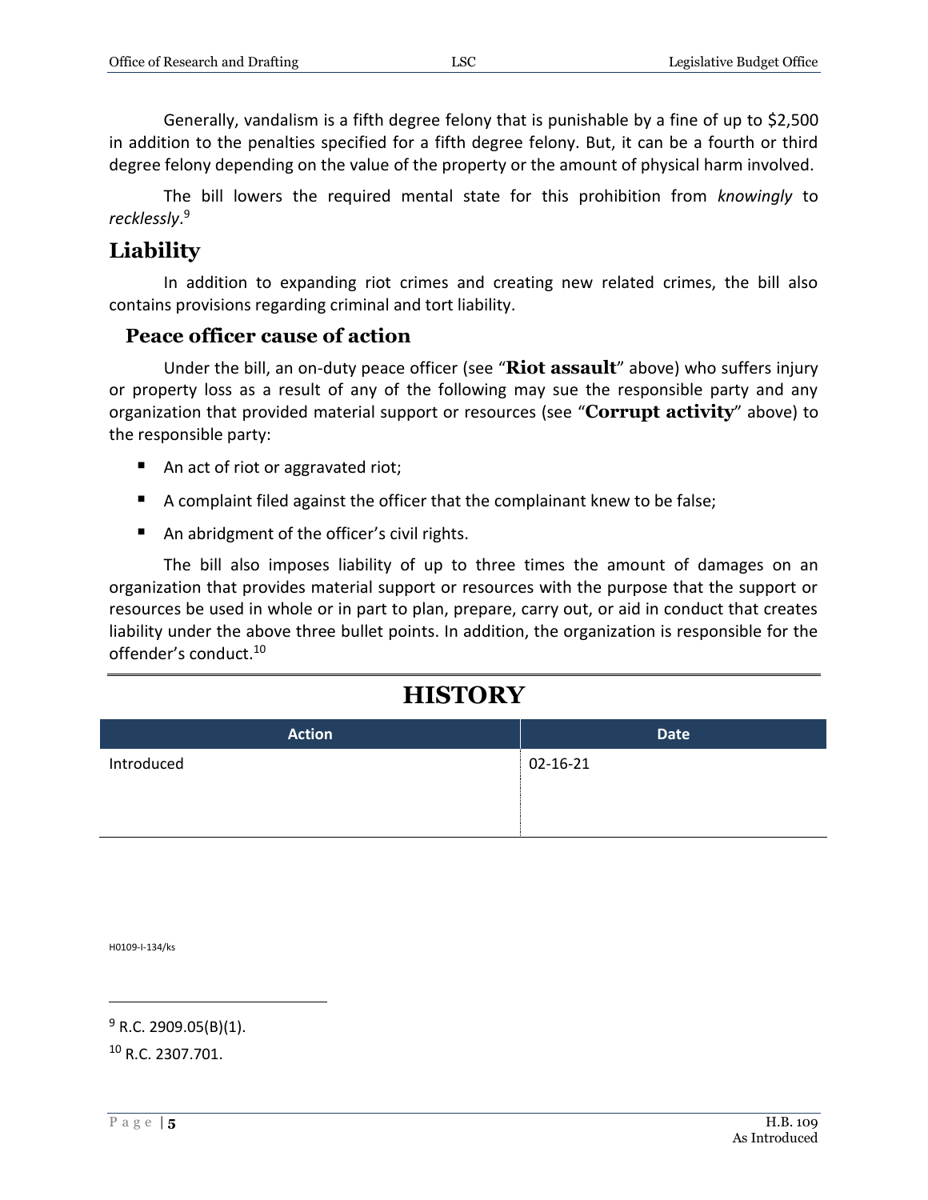Generally, vandalism is a fifth degree felony that is punishable by a fine of up to $2,500 in addition to the penalties specified for a fifth degree felony. But, it can be a fourth or third degree felony depending on the value of the property or the amount of physical harm involved.

The bill lowers the required mental state for this prohibition from *knowingly* to *recklessly*.[9]

## Liability

In addition to expanding riot crimes and creating new related crimes, the bill also contains provisions regarding criminal and tort liability.

### Peace officer cause of action

Under the bill, an on-duty peace officer (see "**Riot assault**" above) who suffers injury or property loss as a result of any of the following may sue the responsible party and any organization that provided material support or resources (see "**Corrupt activity**" above) to the responsible party:

- An act of riot or aggravated riot;
- A complaint filed against the officer that the complainant knew to be false;
- An abridgment of the officer's civil rights.

The bill also imposes liability of up to three times the amount of damages on an organization that provides material support or resources with the purpose that the support or resources be used in whole or in part to plan, prepare, carry out, or aid in conduct that creates liability under the above three bullet points. In addition, the organization is responsible for the offender's conduct.[10]

## HISTORY

| Action | Date |
| --- | --- |
| Introduced | 02-16-21 |

H0109-I-134/ks

[9] R.C. 2909.05(B)(1).

[10] R.C. 2307.701.